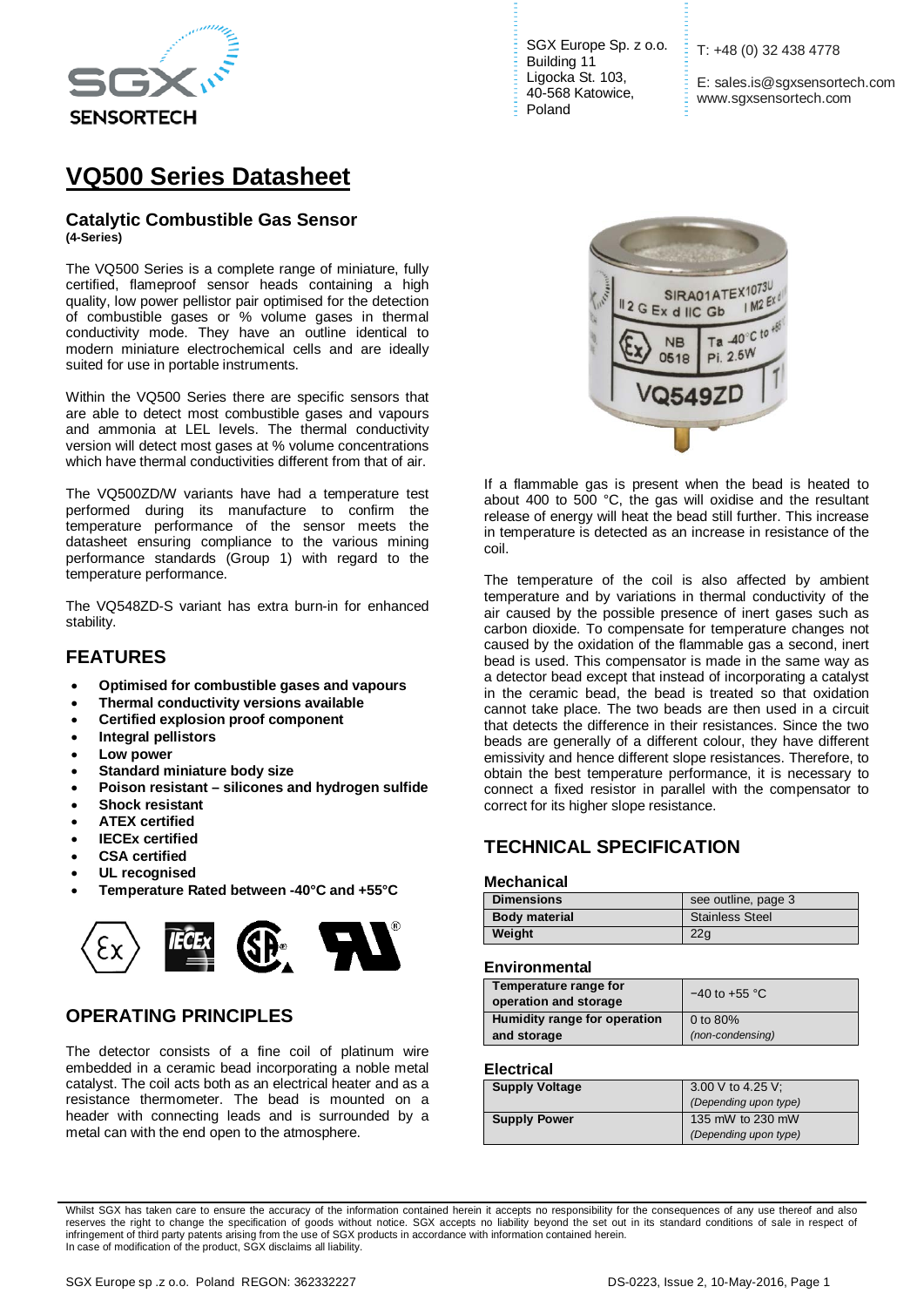SGX Europe Sp. z o.o.
Building 11
Ligocka St. 103,
40-568 Katowice,
Poland

T: +48 (0) 32 438 4778

E: sales.is@sgxsensortech.com
www.sgxsensortech.com

# VQ500 Series Datasheet

### Catalytic Combustible Gas Sensor

**(4-Series)**

The VQ500 Series is a complete range of miniature, fully certified, flameproof sensor heads containing a high quality, low power pellistor pair optimised for the detection of combustible gases or % volume gases in thermal conductivity mode. They have an outline identical to modern miniature electrochemical cells and are ideally suited for use in portable instruments.

Within the VQ500 Series there are specific sensors that are able to detect most combustible gases and vapours and ammonia at LEL levels. The thermal conductivity version will detect most gases at % volume concentrations which have thermal conductivities different from that of air.

The VQ500ZD/W variants have had a temperature test performed during its manufacture to confirm the temperature performance of the sensor meets the datasheet ensuring compliance to the various mining performance standards (Group 1) with regard to the temperature performance.

The VQ548ZD-S variant has extra burn-in for enhanced stability.

## FEATURES

- **Optimised for combustible gases and vapours**
- **Thermal conductivity versions available**
- **Certified explosion proof component**
- **Integral pellistors**
- **Low power**
- **Standard miniature body size**
- **Poison resistant – silicones and hydrogen sulfide**
- **Shock resistant**
- **ATEX certified**
- **IECEx certified**
- **CSA certified**
- **UL recognised**
- **Temperature Rated between -40°C and +55°C**

## OPERATING PRINCIPLES

The detector consists of a fine coil of platinum wire embedded in a ceramic bead incorporating a noble metal catalyst. The coil acts both as an electrical heater and as a resistance thermometer. The bead is mounted on a header with connecting leads and is surrounded by a metal can with the end open to the atmosphere.

If a flammable gas is present when the bead is heated to about 400 to 500 °C, the gas will oxidise and the resultant release of energy will heat the bead still further. This increase in temperature is detected as an increase in resistance of the coil.

The temperature of the coil is also affected by ambient temperature and by variations in thermal conductivity of the air caused by the possible presence of inert gases such as carbon dioxide. To compensate for temperature changes not caused by the oxidation of the flammable gas a second, inert bead is used. This compensator is made in the same way as a detector bead except that instead of incorporating a catalyst in the ceramic bead, the bead is treated so that oxidation cannot take place. The two beads are then used in a circuit that detects the difference in their resistances. Since the two beads are generally of a different colour, they have different emissivity and hence different slope resistances. Therefore, to obtain the best temperature performance, it is necessary to connect a fixed resistor in parallel with the compensator to correct for its higher slope resistance.

## TECHNICAL SPECIFICATION

### Mechanical

| | |
|---|---|
| **Dimensions** | see outline, page 3 |
| **Body material** | Stainless Steel |
| **Weight** | 22g |

### Environmental

| | |
|---|---|
| **Temperature range for operation and storage** | −40 to +55 °C |
| **Humidity range for operation and storage** | 0 to 80% *(non-condensing)* |

### Electrical

| | |
|---|---|
| **Supply Voltage** | 3.00 V to 4.25 V; *(Depending upon type)* |
| **Supply Power** | 135 mW to 230 mW *(Depending upon type)* |

Whilst SGX has taken care to ensure the accuracy of the information contained herein it accepts no responsibility for the consequences of any use thereof and also reserves the right to change the specification of goods without notice. SGX accepts no liability beyond the set out in its standard conditions of sale in respect of infringement of third party patents arising from the use of SGX products in accordance with information contained herein.
In case of modification of the product, SGX disclaims all liability.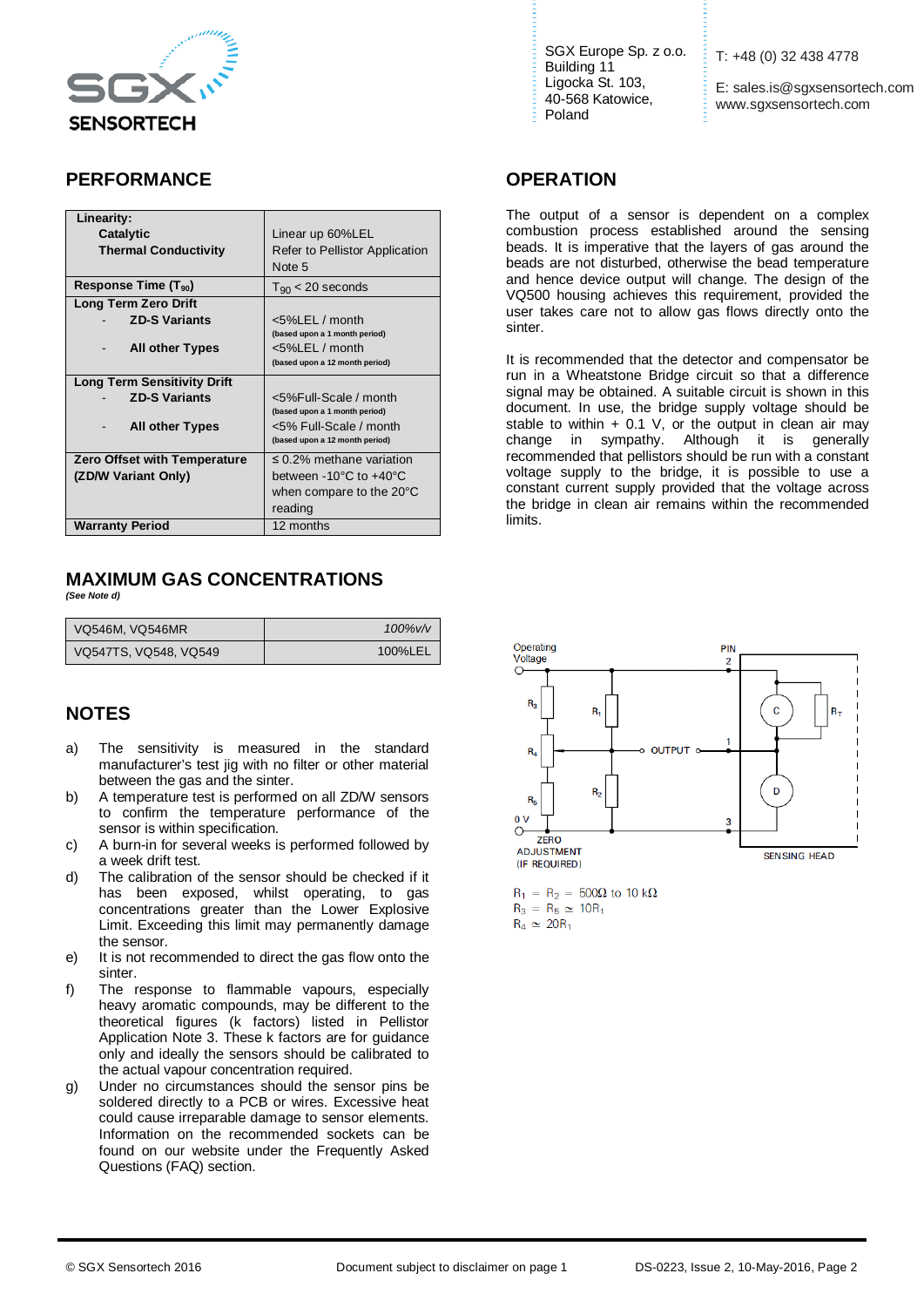## PERFORMANCE

| | |
|---|---|
| **Linearity:** **Catalytic** **Thermal Conductivity** | Linear up 60%LEL Refer to Pellistor Application Note 5 |
| **Response Time ($T_{90}$)** | $T_{90}$ < 20 seconds |
| **Long Term Zero Drift** - **ZD-S Variants** - **All other Types** | <5%LEL / month (based upon a 1 month period) <5%LEL / month (based upon a 12 month period) |
| **Long Term Sensitivity Drift** - **ZD-S Variants** - **All other Types** | <5%Full-Scale / month (based upon a 1 month period) <5% Full-Scale / month (based upon a 12 month period) |
| **Zero Offset with Temperature (ZD/W Variant Only)** | ≤ 0.2% methane variation between -10°C to +40°C when compare to the 20°C reading |
| **Warranty Period** | 12 months |

## MAXIMUM GAS CONCENTRATIONS

*(See Note d)*

| | |
|---|---|
| VQ546M, VQ546MR | *100%v/v* |
| VQ547TS, VQ548, VQ549 | 100%LEL |

## NOTES

a) The sensitivity is measured in the standard manufacturer's test jig with no filter or other material between the gas and the sinter.

b) A temperature test is performed on all ZD/W sensors to confirm the temperature performance of the sensor is within specification.

c) A burn-in for several weeks is performed followed by a week drift test.

d) The calibration of the sensor should be checked if it has been exposed, whilst operating, to gas concentrations greater than the Lower Explosive Limit. Exceeding this limit may permanently damage the sensor.

e) It is not recommended to direct the gas flow onto the sinter.

f) The response to flammable vapours, especially heavy aromatic compounds, may be different to the theoretical figures (k factors) listed in Pellistor Application Note 3. These k factors are for guidance only and ideally the sensors should be calibrated to the actual vapour concentration required.

g) Under no circumstances should the sensor pins be soldered directly to a PCB or wires. Excessive heat could cause irreparable damage to sensor elements. Information on the recommended sockets can be found on our website under the Frequently Asked Questions (FAQ) section.

## OPERATION

The output of a sensor is dependent on a complex combustion process established around the sensing beads. It is imperative that the layers of gas around the beads are not disturbed, otherwise the bead temperature and hence device output will change. The design of the VQ500 housing achieves this requirement, provided the user takes care not to allow gas flows directly onto the sinter.

It is recommended that the detector and compensator be run in a Wheatstone Bridge circuit so that a difference signal may be obtained. A suitable circuit is shown in this document. In use, the bridge supply voltage should be stable to within + 0.1 V, or the output in clean air may change in sympathy. Although it is generally recommended that pellistors should be run with a constant voltage supply to the bridge, it is possible to use a constant current supply provided that the voltage across the bridge in clean air remains within the recommended limits.

Operating Voltage — PIN 2 — $R_3$ — $R_1$ — C — $R_T$ — $R_4$ — OUTPUT — 1 — $R_5$ — $R_2$ — D — 0 V — 3 — ZERO ADJUSTMENT (IF REQUIRED) — SENSING HEAD

$R_1 = R_2 = 500\Omega$ to $10\ k\Omega$
$R_3 = R_5 \simeq 10R_1$
$R_4 \simeq 20R_1$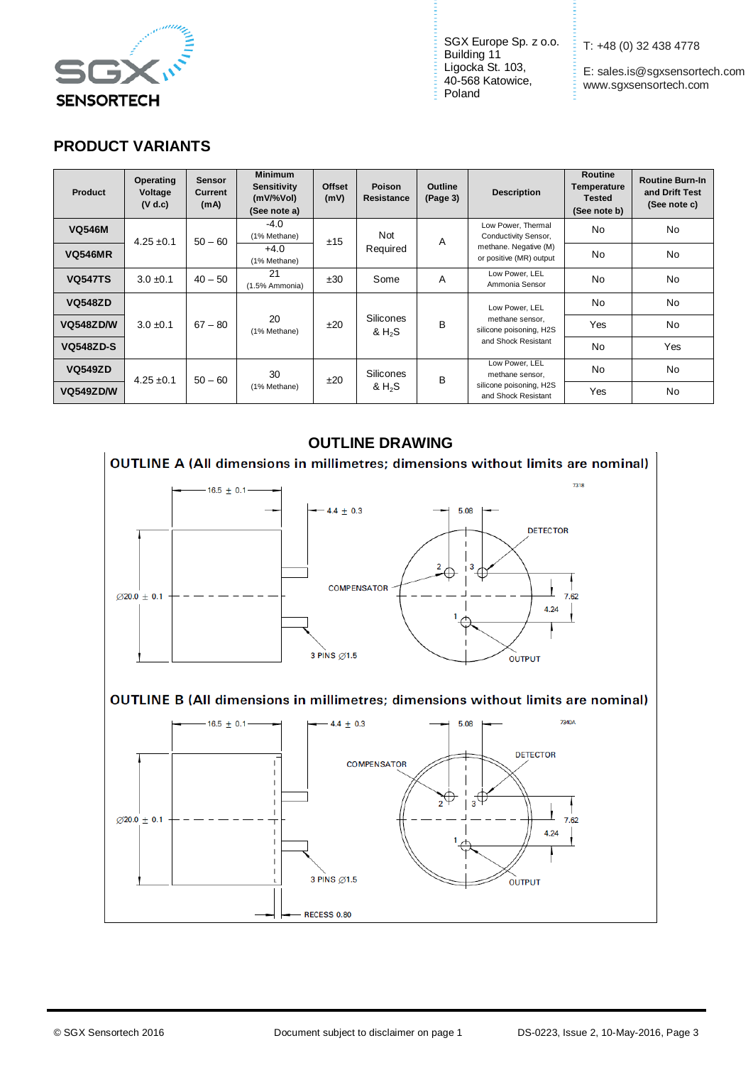SGX Europe Sp. z o.o.
Building 11
Ligocka St. 103,
40-568 Katowice,
Poland

T: +48 (0) 32 438 4778

E: sales.is@sgxsensortech.com
www.sgxsensortech.com

## PRODUCT VARIANTS

| Product | Operating Voltage (V d.c) | Sensor Current (mA) | Minimum Sensitivity (mV/%Vol) (See note a) | Offset (mV) | Poison Resistance | Outline (Page 3) | Description | Routine Temperature Tested (See note b) | Routine Burn-In and Drift Test (See note c) |
|---|---|---|---|---|---|---|---|---|---|
| **VQ546M** | 4.25 ±0.1 | 50 – 60 | -4.0 (1% Methane) | ±15 | Not Required | A | Low Power, Thermal Conductivity Sensor, methane. Negative (M) or positive (MR) output | No | No |
| **VQ546MR** | | | +4.0 (1% Methane) | | | | | No | No |
| **VQ547TS** | 3.0 ±0.1 | 40 – 50 | 21 (1.5% Ammonia) | ±30 | Some | A | Low Power, LEL Ammonia Sensor | No | No |
| **VQ548ZD** | 3.0 ±0.1 | 67 – 80 | 20 (1% Methane) | ±20 | Silicones & $H_2S$ | B | Low Power, LEL methane sensor, silicone poisoning, H2S and Shock Resistant | No | No |
| **VQ548ZD/W** | | | | | | | | Yes | No |
| **VQ548ZD-S** | | | | | | | | No | Yes |
| **VQ549ZD** | 4.25 ±0.1 | 50 – 60 | 30 (1% Methane) | ±20 | Silicones & $H_2S$ | B | Low Power, LEL methane sensor, silicone poisoning, H2S and Shock Resistant | No | No |
| **VQ549ZD/W** | | | | | | | | Yes | No |

## OUTLINE DRAWING

**OUTLINE A (All dimensions in millimetres; dimensions without limits are nominal)**

7318

16.5 ± 0.1 — 4.4 ± 0.3 — 5.08 — DETECTOR — COMPENSATOR — Ø20.0 ± 0.1 — 7.62 — 4.24 — 3 PINS Ø1.5 — OUTPUT — 1 — 2 — 3

**OUTLINE B (All dimensions in millimetres; dimensions without limits are nominal)**

7340A

16.5 ± 0.1 — 4.4 ± 0.3 — 5.08 — DETECTOR — COMPENSATOR — Ø20.0 ± 0.1 — 7.62 — 4.24 — 3 PINS Ø1.5 — OUTPUT — RECESS 0.80 — 1 — 2 — 3

© SGX Sensortech 2016 Document subject to disclaimer on page 1 DS-0223, Issue 2, 10-May-2016, Page 3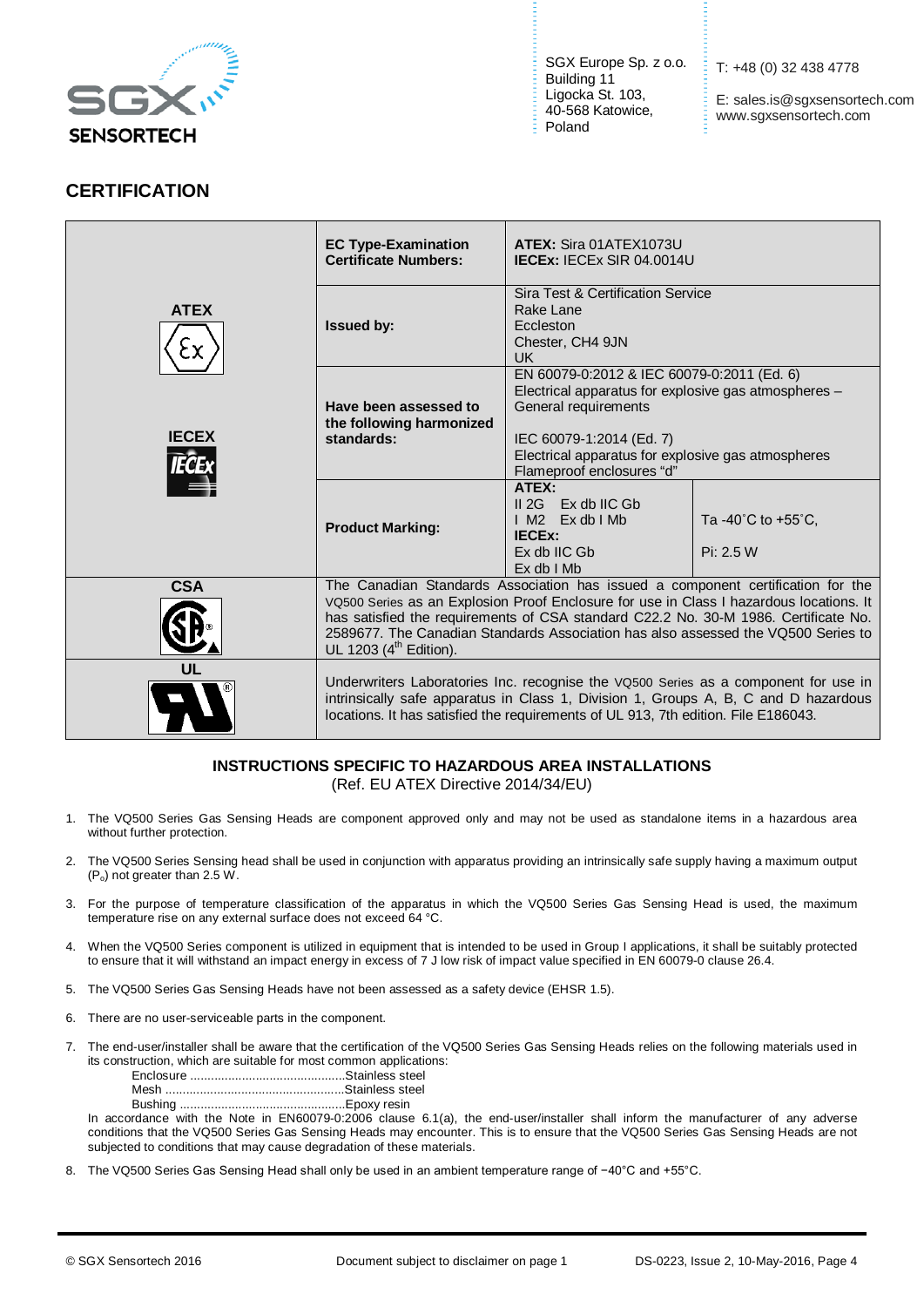SGX Europe Sp. z o.o.
Building 11
Ligocka St. 103,
40-568 Katowice,
Poland

T: +48 (0) 32 438 4778

E: sales.is@sgxsensortech.com
www.sgxsensortech.com

## CERTIFICATION

| | | | |
|---|---|---|---|
| **ATEX** / **IECEX** | **EC Type-Examination Certificate Numbers:** | **ATEX:** Sira 01ATEX1073U<br>**IECEx:** IECEx SIR 04.0014U | |
| | **Issued by:** | Sira Test & Certification Service<br>Rake Lane<br>Eccleston<br>Chester, CH4 9JN<br>UK | |
| | **Have been assessed to the following harmonized standards:** | EN 60079-0:2012 & IEC 60079-0:2011 (Ed. 6)<br>Electrical apparatus for explosive gas atmospheres – General requirements<br><br>IEC 60079-1:2014 (Ed. 7)<br>Electrical apparatus for explosive gas atmospheres<br>Flameproof enclosures "d" | |
| | **Product Marking:** | **ATEX:**<br>II 2G Ex db IIC Gb<br>I M2 Ex db I Mb<br>**IECEx:**<br>Ex db IIC Gb<br>Ex db I Mb | Ta -40˚C to +55˚C,<br><br>Pi: 2.5 W |
| **CSA** | The Canadian Standards Association has issued a component certification for the VQ500 Series as an Explosion Proof Enclosure for use in Class I hazardous locations. It has satisfied the requirements of CSA standard C22.2 No. 30-M 1986. Certificate No. 2589677. The Canadian Standards Association has also assessed the VQ500 Series to UL 1203 (4th Edition). | | |
| **UL** | Underwriters Laboratories Inc. recognise the VQ500 Series as a component for use in intrinsically safe apparatus in Class 1, Division 1, Groups A, B, C and D hazardous locations. It has satisfied the requirements of UL 913, 7th edition. File E186043. | | |

### INSTRUCTIONS SPECIFIC TO HAZARDOUS AREA INSTALLATIONS

(Ref. EU ATEX Directive 2014/34/EU)

1. The VQ500 Series Gas Sensing Heads are component approved only and may not be used as standalone items in a hazardous area without further protection.
2. The VQ500 Series Sensing head shall be used in conjunction with apparatus providing an intrinsically safe supply having a maximum output ($P_o$) not greater than 2.5 W.
3. For the purpose of temperature classification of the apparatus in which the VQ500 Series Gas Sensing Head is used, the maximum temperature rise on any external surface does not exceed 64 °C.
4. When the VQ500 Series component is utilized in equipment that is intended to be used in Group I applications, it shall be suitably protected to ensure that it will withstand an impact energy in excess of 7 J low risk of impact value specified in EN 60079-0 clause 26.4.
5. The VQ500 Series Gas Sensing Heads have not been assessed as a safety device (EHSR 1.5).
6. There are no user-serviceable parts in the component.
7. The end-user/installer shall be aware that the certification of the VQ500 Series Gas Sensing Heads relies on the following materials used in its construction, which are suitable for most common applications:
   Enclosure .............................................Stainless steel
   Mesh ....................................................Stainless steel
   Bushing ................................................Epoxy resin
   In accordance with the Note in EN60079-0:2006 clause 6.1(a), the end-user/installer shall inform the manufacturer of any adverse conditions that the VQ500 Series Gas Sensing Heads may encounter. This is to ensure that the VQ500 Series Gas Sensing Heads are not subjected to conditions that may cause degradation of these materials.
8. The VQ500 Series Gas Sensing Head shall only be used in an ambient temperature range of −40°C and +55°C.

© SGX Sensortech 2016 Document subject to disclaimer on page 1 DS-0223, Issue 2, 10-May-2016